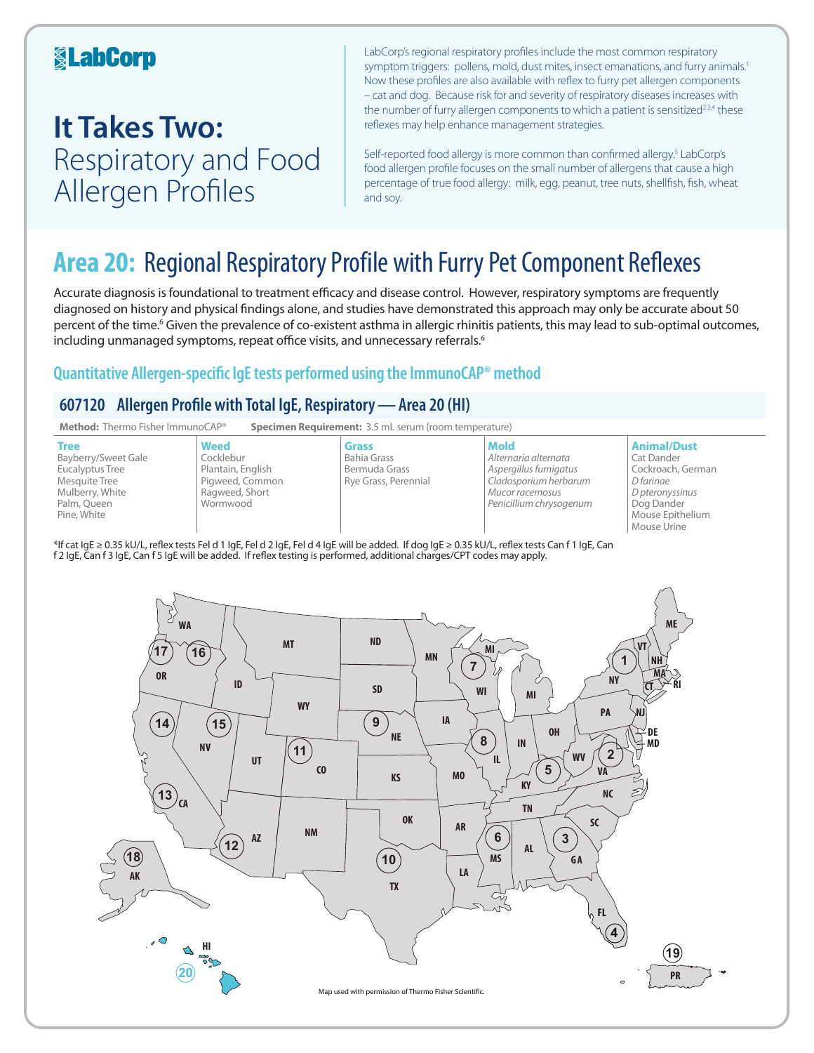LabCorp

# It Takes Two: Respiratory and Food Allergen Profiles

LabCorp's regional respiratory profiles include the most common respiratory symptom triggers: pollens, mold, dust mites, insect emanations, and furry animals.[1] Now these profiles are also available with reflex to furry pet allergen components – cat and dog. Because risk for and severity of respiratory diseases increases with the number of furry allergen components to which a patient is sensitized[2,3,4] these reflexes may help enhance management strategies.

Self-reported food allergy is more common than confirmed allergy.[5] LabCorp's food allergen profile focuses on the small number of allergens that cause a high percentage of true food allergy: milk, egg, peanut, tree nuts, shellfish, fish, wheat and soy.

## Area 20: Regional Respiratory Profile with Furry Pet Component Reflexes

Accurate diagnosis is foundational to treatment efficacy and disease control. However, respiratory symptoms are frequently diagnosed on history and physical findings alone, and studies have demonstrated this approach may only be accurate about 50 percent of the time.[6] Given the prevalence of co-existent asthma in allergic rhinitis patients, this may lead to sub-optimal outcomes, including unmanaged symptoms, repeat office visits, and unnecessary referrals.[6]

### Quantitative Allergen-specific IgE tests performed using the ImmunoCAP® method

#### 607120 Allergen Profile with Total IgE, Respiratory — Area 20 (HI)

**Method:** Thermo Fisher ImmunoCAP® **Specimen Requirement:** 3.5 mL serum (room temperature)

| Tree | Weed | Grass | Mold | Animal/Dust |
|---|---|---|---|---|
| Bayberry/Sweet Gale | Cocklebur | Bahia Grass | *Alternaria alternata* | Cat Dander |
| Eucalyptus Tree | Plantain, English | Bermuda Grass | *Aspergillus fumigatus* | Cockroach, German |
| Mesquite Tree | Pigweed, Common | Rye Grass, Perennial | *Cladosporium herbarum* | *D farinae* |
| Mulberry, White | Ragweed, Short | | *Mucor racemosus* | *D pteronyssinus* |
| Palm, Queen | Wormwood | | *Penicillium chrysogenum* | Dog Dander |
| Pine, White | | | | Mouse Epithelium |
| | | | | Mouse Urine |

*If cat IgE ≥ 0.35 kU/L, reflex tests Fel d 1 IgE, Fel d 2 IgE, Fel d 4 IgE will be added. If dog IgE ≥ 0.35 kU/L, reflex tests Can f 1 IgE, Can f 2 IgE, Can f 3 IgE, Can f 5 IgE will be added. If reflex testing is performed, additional charges/CPT codes may apply.

Map used with permission of Thermo Fisher Scientific.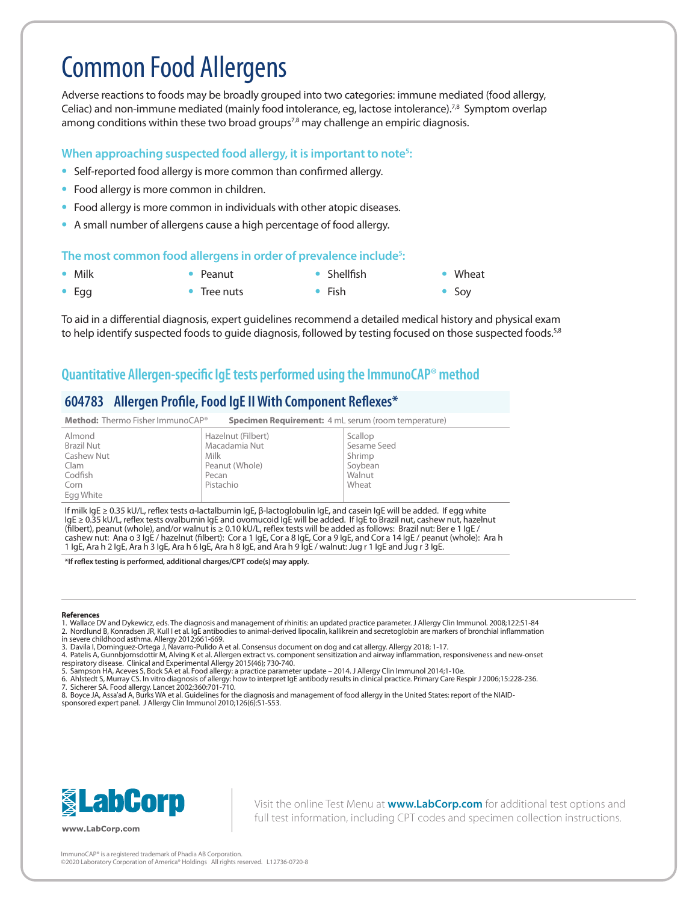# Common Food Allergens

Adverse reactions to foods may be broadly grouped into two categories: immune mediated (food allergy, Celiac) and non-immune mediated (mainly food intolerance, eg, lactose intolerance).[7,8] Symptom overlap among conditions within these two broad groups[7,8] may challenge an empiric diagnosis.

### When approaching suspected food allergy, it is important to note[5]:

- Self-reported food allergy is more common than confirmed allergy.
- Food allergy is more common in children.
- Food allergy is more common in individuals with other atopic diseases.
- A small number of allergens cause a high percentage of food allergy.

### The most common food allergens in order of prevalence include[5]:

- Milk
- Egg
- Peanut
- Tree nuts
- Shellfish
- Fish
- Wheat
- Soy

To aid in a differential diagnosis, expert guidelines recommend a detailed medical history and physical exam to help identify suspected foods to guide diagnosis, followed by testing focused on those suspected foods.[5,8]

## Quantitative Allergen-specific IgE tests performed using the ImmunoCAP® method

### 604783 Allergen Profile, Food IgE II With Component Reflexes*

**Method:** Thermo Fisher ImmunoCAP® **Specimen Requirement:** 4 mL serum (room temperature)

| | | |
|---|---|---|
| Almond | Hazelnut (Filbert) | Scallop |
| Brazil Nut | Macadamia Nut | Sesame Seed |
| Cashew Nut | Milk | Shrimp |
| Clam | Peanut (Whole) | Soybean |
| Codfish | Pecan | Walnut |
| Corn | Pistachio | Wheat |
| Egg White | | |

If milk IgE ≥ 0.35 kU/L, reflex tests α-lactalbumin IgE, β-lactoglobulin IgE, and casein IgE will be added. If egg white IgE ≥ 0.35 kU/L, reflex tests ovalbumin IgE and ovomucoid IgE will be added. If IgE to Brazil nut, cashew nut, hazelnut (filbert), peanut (whole), and/or walnut is ≥ 0.10 kU/L, reflex tests will be added as follows: Brazil nut: Ber e 1 IgE / cashew nut: Ana o 3 IgE / hazelnut (filbert): Cor a 1 IgE, Cor a 8 IgE, Cor a 9 IgE, and Cor a 14 IgE / peanut (whole): Ara h 1 IgE, Ara h 2 IgE, Ara h 3 IgE, Ara h 6 IgE, Ara h 8 IgE, and Ara h 9 IgE / walnut: Jug r 1 IgE and Jug r 3 IgE.

**\*If reflex testing is performed, additional charges/CPT code(s) may apply.**

**References**

1. Wallace DV and Dykewicz, eds. The diagnosis and management of rhinitis: an updated practice parameter. J Allergy Clin Immunol. 2008;122:S1-84
2. Nordlund B, Konradsen JR, Kull I et al. IgE antibodies to animal-derived lipocalin, kallikrein and secretoglobin are markers of bronchial inflammation in severe childhood asthma. Allergy 2012;661-669.
3. Davila I, Dominguez-Ortega J, Navarro-Pulido A et al. Consensus document on dog and cat allergy. Allergy 2018; 1-17.
4. Patelis A, Gunnbjornsdottir M, Alving K et al. Allergen extract vs. component sensitization and airway inflammation, responsiveness and new-onset respiratory disease. Clinical and Experimental Allergy 2015(46); 730-740.
5. Sampson HA, Aceves S, Bock SA et al. Food allergy: a practice parameter update – 2014. J Allergy Clin Immunol 2014;1-10e.
6. Ahlstedt S, Murray CS. In vitro diagnosis of allergy: how to interpret IgE antibody results in clinical practice. Primary Care Respir J 2006;15:228-236.
7. Sicherer SA. Food allergy. Lancet 2002;360:701-710.
8. Boyce JA, Assa'ad A, Burks WA et al. Guidelines for the diagnosis and management of food allergy in the United States: report of the NIAID-sponsored expert panel. J Allergy Clin Immunol 2010;126(6):S1-S53.

LabCorp

www.LabCorp.com

Visit the online Test Menu at **www.LabCorp.com** for additional test options and full test information, including CPT codes and specimen collection instructions.

ImmunoCAP® is a registered trademark of Phadia AB Corporation.
©2020 Laboratory Corporation of America® Holdings All rights reserved. L12736-0720-8